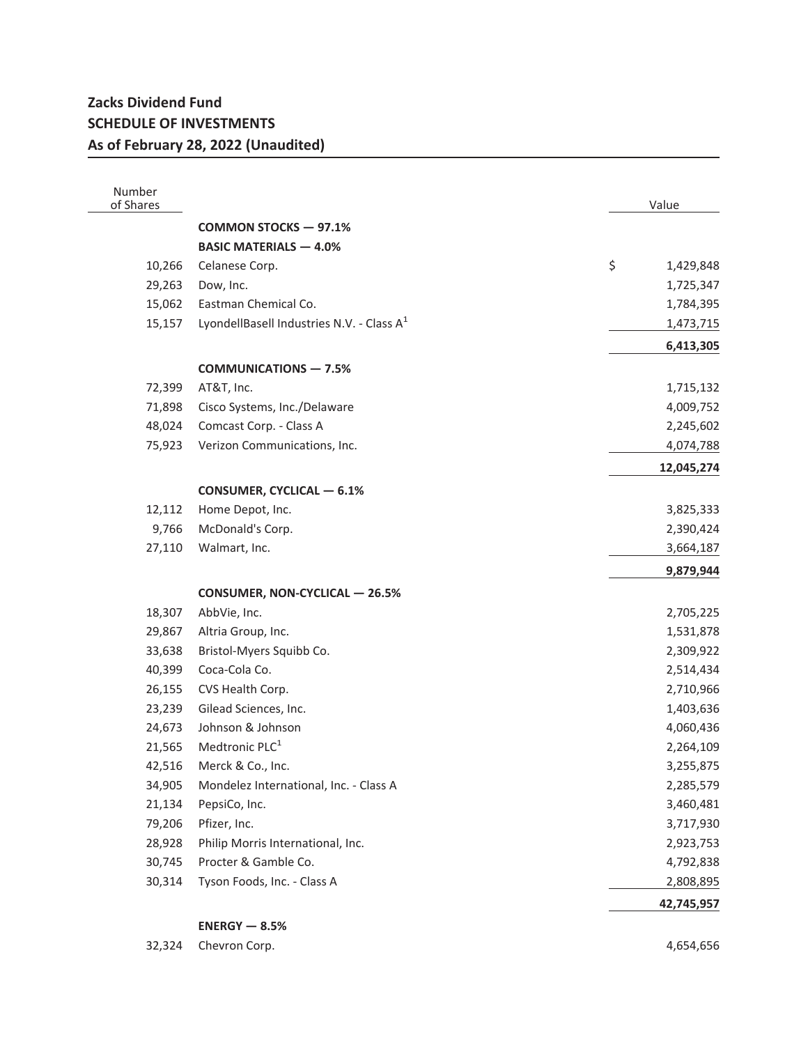# Zacks Dividend Fund
## SCHEDULE OF INVESTMENTS
### As of February 28, 2022 (Unaudited)

| Number of Shares | | Value |
|---|---|---|
| | **COMMON STOCKS — 97.1%** | |
| | **BASIC MATERIALS — 4.0%** | |
| 10,266 | Celanese Corp. | $ 1,429,848 |
| 29,263 | Dow, Inc. | 1,725,347 |
| 15,062 | Eastman Chemical Co. | 1,784,395 |
| 15,157 | LyondellBasell Industries N.V. - Class A[1] | 1,473,715 |
| | | **6,413,305** |
| | **COMMUNICATIONS — 7.5%** | |
| 72,399 | AT&T, Inc. | 1,715,132 |
| 71,898 | Cisco Systems, Inc./Delaware | 4,009,752 |
| 48,024 | Comcast Corp. - Class A | 2,245,602 |
| 75,923 | Verizon Communications, Inc. | 4,074,788 |
| | | **12,045,274** |
| | **CONSUMER, CYCLICAL — 6.1%** | |
| 12,112 | Home Depot, Inc. | 3,825,333 |
| 9,766 | McDonald's Corp. | 2,390,424 |
| 27,110 | Walmart, Inc. | 3,664,187 |
| | | **9,879,944** |
| | **CONSUMER, NON-CYCLICAL — 26.5%** | |
| 18,307 | AbbVie, Inc. | 2,705,225 |
| 29,867 | Altria Group, Inc. | 1,531,878 |
| 33,638 | Bristol-Myers Squibb Co. | 2,309,922 |
| 40,399 | Coca-Cola Co. | 2,514,434 |
| 26,155 | CVS Health Corp. | 2,710,966 |
| 23,239 | Gilead Sciences, Inc. | 1,403,636 |
| 24,673 | Johnson & Johnson | 4,060,436 |
| 21,565 | Medtronic PLC[1] | 2,264,109 |
| 42,516 | Merck & Co., Inc. | 3,255,875 |
| 34,905 | Mondelez International, Inc. - Class A | 2,285,579 |
| 21,134 | PepsiCo, Inc. | 3,460,481 |
| 79,206 | Pfizer, Inc. | 3,717,930 |
| 28,928 | Philip Morris International, Inc. | 2,923,753 |
| 30,745 | Procter & Gamble Co. | 4,792,838 |
| 30,314 | Tyson Foods, Inc. - Class A | 2,808,895 |
| | | **42,745,957** |
| | **ENERGY — 8.5%** | |
| 32,324 | Chevron Corp. | 4,654,656 |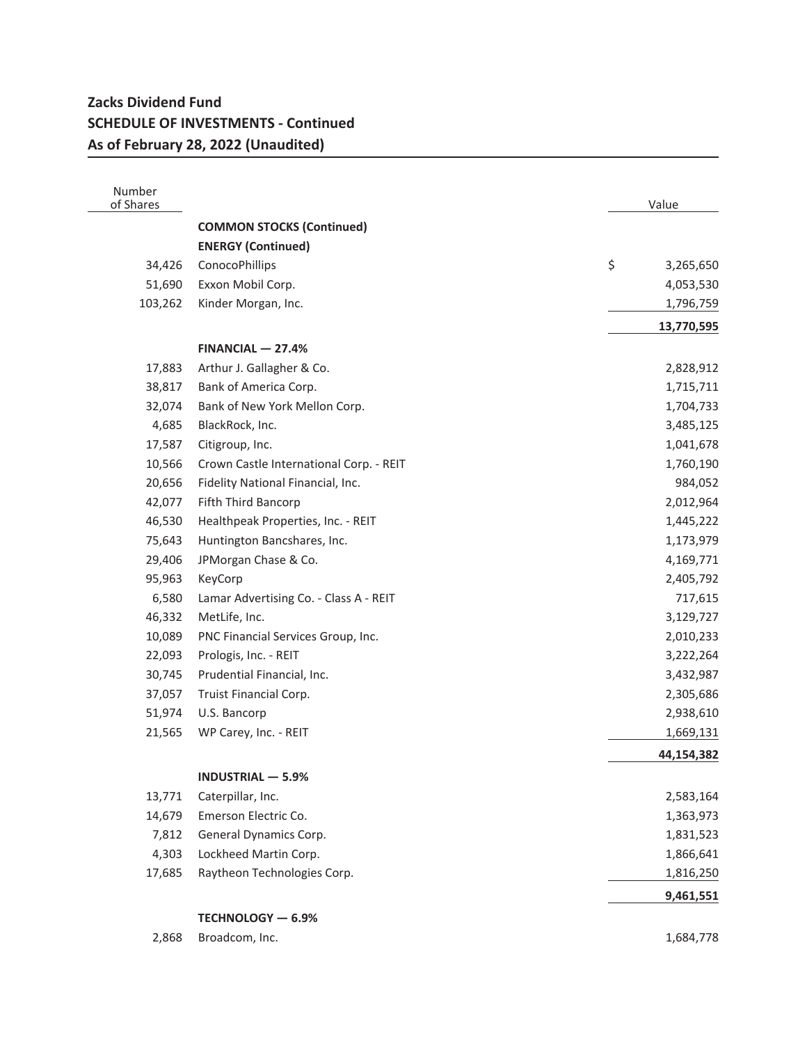## Zacks Dividend Fund
## SCHEDULE OF INVESTMENTS - Continued
## As of February 28, 2022 (Unaudited)

| Number of Shares | | Value |
|---|---|---|
| | **COMMON STOCKS (Continued)** | |
| | **ENERGY (Continued)** | |
| 34,426 | ConocoPhillips | $ 3,265,650 |
| 51,690 | Exxon Mobil Corp. | 4,053,530 |
| 103,262 | Kinder Morgan, Inc. | 1,796,759 |
| | | **13,770,595** |
| | **FINANCIAL — 27.4%** | |
| 17,883 | Arthur J. Gallagher & Co. | 2,828,912 |
| 38,817 | Bank of America Corp. | 1,715,711 |
| 32,074 | Bank of New York Mellon Corp. | 1,704,733 |
| 4,685 | BlackRock, Inc. | 3,485,125 |
| 17,587 | Citigroup, Inc. | 1,041,678 |
| 10,566 | Crown Castle International Corp. - REIT | 1,760,190 |
| 20,656 | Fidelity National Financial, Inc. | 984,052 |
| 42,077 | Fifth Third Bancorp | 2,012,964 |
| 46,530 | Healthpeak Properties, Inc. - REIT | 1,445,222 |
| 75,643 | Huntington Bancshares, Inc. | 1,173,979 |
| 29,406 | JPMorgan Chase & Co. | 4,169,771 |
| 95,963 | KeyCorp | 2,405,792 |
| 6,580 | Lamar Advertising Co. - Class A - REIT | 717,615 |
| 46,332 | MetLife, Inc. | 3,129,727 |
| 10,089 | PNC Financial Services Group, Inc. | 2,010,233 |
| 22,093 | Prologis, Inc. - REIT | 3,222,264 |
| 30,745 | Prudential Financial, Inc. | 3,432,987 |
| 37,057 | Truist Financial Corp. | 2,305,686 |
| 51,974 | U.S. Bancorp | 2,938,610 |
| 21,565 | WP Carey, Inc. - REIT | 1,669,131 |
| | | **44,154,382** |
| | **INDUSTRIAL — 5.9%** | |
| 13,771 | Caterpillar, Inc. | 2,583,164 |
| 14,679 | Emerson Electric Co. | 1,363,973 |
| 7,812 | General Dynamics Corp. | 1,831,523 |
| 4,303 | Lockheed Martin Corp. | 1,866,641 |
| 17,685 | Raytheon Technologies Corp. | 1,816,250 |
| | | **9,461,551** |
| | **TECHNOLOGY — 6.9%** | |
| 2,868 | Broadcom, Inc. | 1,684,778 |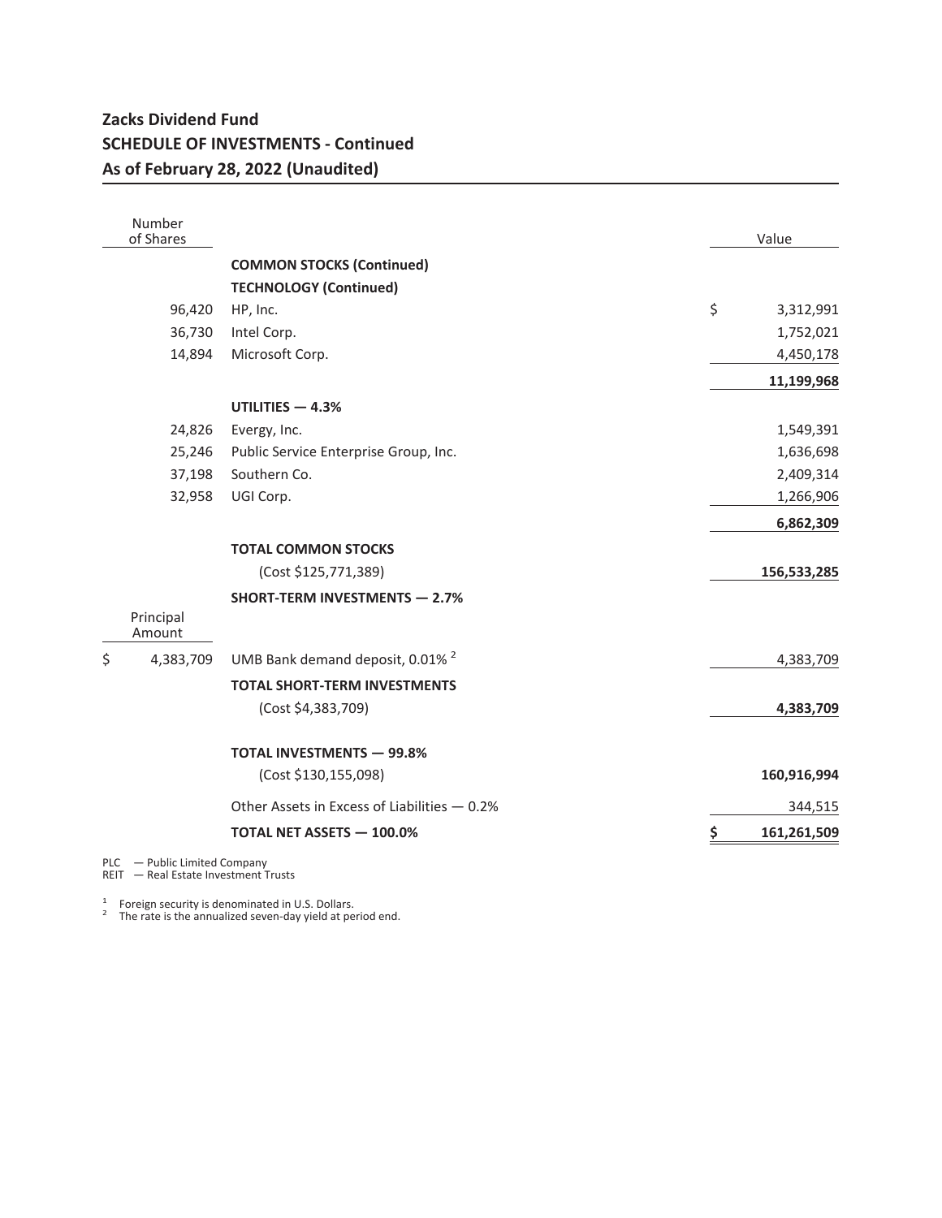## Zacks Dividend Fund
## SCHEDULE OF INVESTMENTS - Continued
## As of February 28, 2022 (Unaudited)

| Number of Shares | | Value |
|---|---|---|
| | **COMMON STOCKS (Continued)** | |
| | **TECHNOLOGY (Continued)** | |
| 96,420 | HP, Inc. | $ 3,312,991 |
| 36,730 | Intel Corp. | 1,752,021 |
| 14,894 | Microsoft Corp. | 4,450,178 |
| | | **11,199,968** |
| | **UTILITIES — 4.3%** | |
| 24,826 | Evergy, Inc. | 1,549,391 |
| 25,246 | Public Service Enterprise Group, Inc. | 1,636,698 |
| 37,198 | Southern Co. | 2,409,314 |
| 32,958 | UGI Corp. | 1,266,906 |
| | | **6,862,309** |
| | **TOTAL COMMON STOCKS** | |
| | (Cost $125,771,389) | **156,533,285** |
| | **SHORT-TERM INVESTMENTS — 2.7%** | |
| **Principal Amount** | | |
| $ 4,383,709 | UMB Bank demand deposit, 0.01% [2] | 4,383,709 |
| | **TOTAL SHORT-TERM INVESTMENTS** | |
| | (Cost $4,383,709) | **4,383,709** |
| | **TOTAL INVESTMENTS — 99.8%** | |
| | (Cost $130,155,098) | **160,916,994** |
| | Other Assets in Excess of Liabilities — 0.2% | 344,515 |
| | **TOTAL NET ASSETS — 100.0%** | **$ 161,261,509** |

PLC — Public Limited Company
REIT — Real Estate Investment Trusts

[1] Foreign security is denominated in U.S. Dollars.
[2] The rate is the annualized seven-day yield at period end.